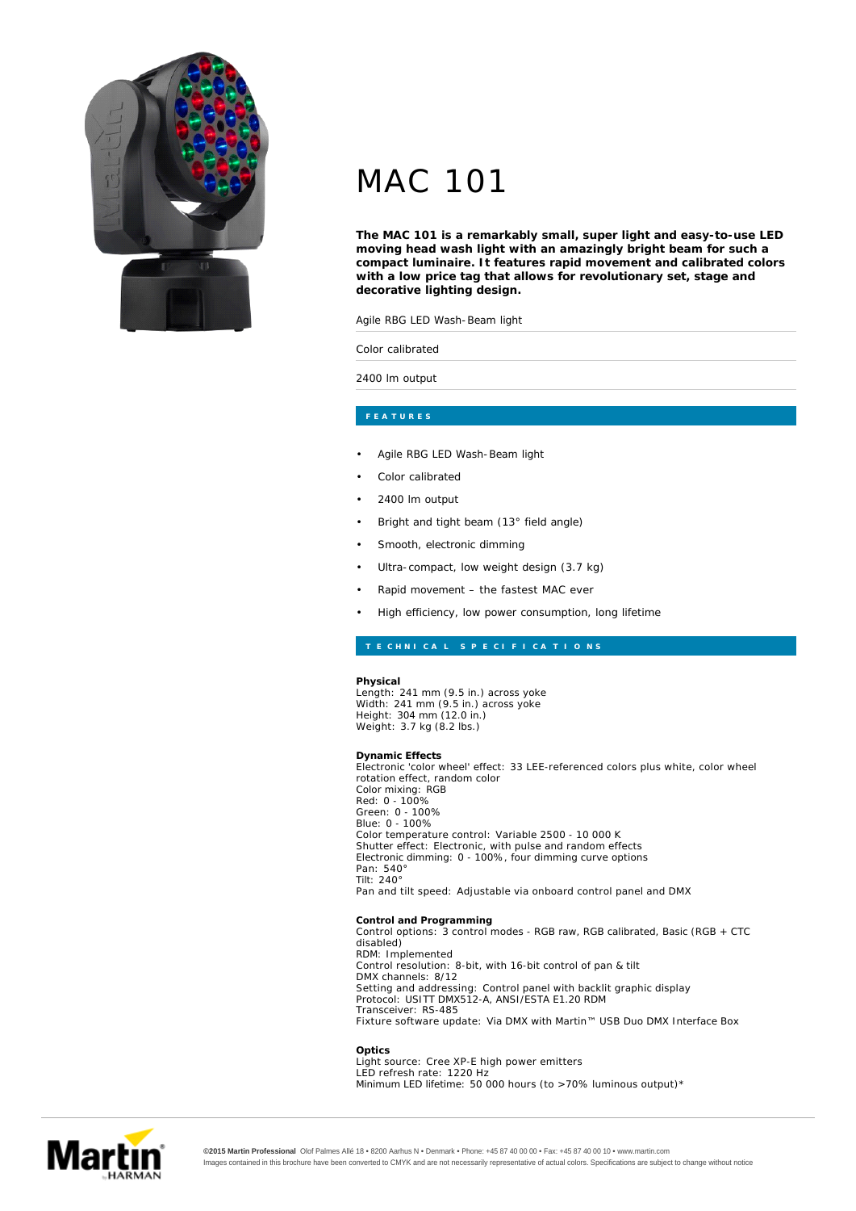# MAC 101

**The MAC 101 is a remarkably small, super light and easy-to-use LED moving head wash light with an amazingly bright beam for such a compact luminaire. It features rapid movement and calibrated colors with a low price tag that allows for revolutionary set, stage and decorative lighting design.**

Agile RBG LED Wash-Beam light

Color calibrated

2400 lm output

## FEATURES

- Agile RBG LED Wash-Beam light
- Color calibrated
- 2400 lm output
- Bright and tight beam (13° field angle)
- Smooth, electronic dimming
- Ultra-compact, low weight design (3.7 kg)
- Rapid movement – the fastest MAC ever
- High efficiency, low power consumption, long lifetime

## TECHNICAL SPECIFICATIONS

**Physical**
Length: 241 mm (9.5 in.) across yoke
Width: 241 mm (9.5 in.) across yoke
Height: 304 mm (12.0 in.)
Weight: 3.7 kg (8.2 lbs.)

**Dynamic Effects**
Electronic 'color wheel' effect: 33 LEE-referenced colors plus white, color wheel rotation effect, random color
Color mixing: RGB
Red: 0 - 100%
Green: 0 - 100%
Blue: 0 - 100%
Color temperature control: Variable 2500 - 10 000 K
Shutter effect: Electronic, with pulse and random effects
Electronic dimming: 0 - 100%, four dimming curve options
Pan: 540°
Tilt: 240°
Pan and tilt speed: Adjustable via onboard control panel and DMX

**Control and Programming**
Control options: 3 control modes - RGB raw, RGB calibrated, Basic (RGB + CTC disabled)
RDM: Implemented
Control resolution: 8-bit, with 16-bit control of pan & tilt
DMX channels: 8/12
Setting and addressing: Control panel with backlit graphic display
Protocol: USITT DMX512-A, ANSI/ESTA E1.20 RDM
Transceiver: RS-485
Fixture software update: Via DMX with Martin™ USB Duo DMX Interface Box

**Optics**
Light source: Cree XP-E high power emitters
LED refresh rate: 1220 Hz
Minimum LED lifetime: 50 000 hours (to >70% luminous output)*

**©2015 Martin Professional** Olof Palmes Allé 18 • 8200 Aarhus N • Denmark • Phone: +45 87 40 00 00 • Fax: +45 87 40 00 10 • www.martin.com
Images contained in this brochure have been converted to CMYK and are not necessarily representative of actual colors. Specifications are subject to change without notice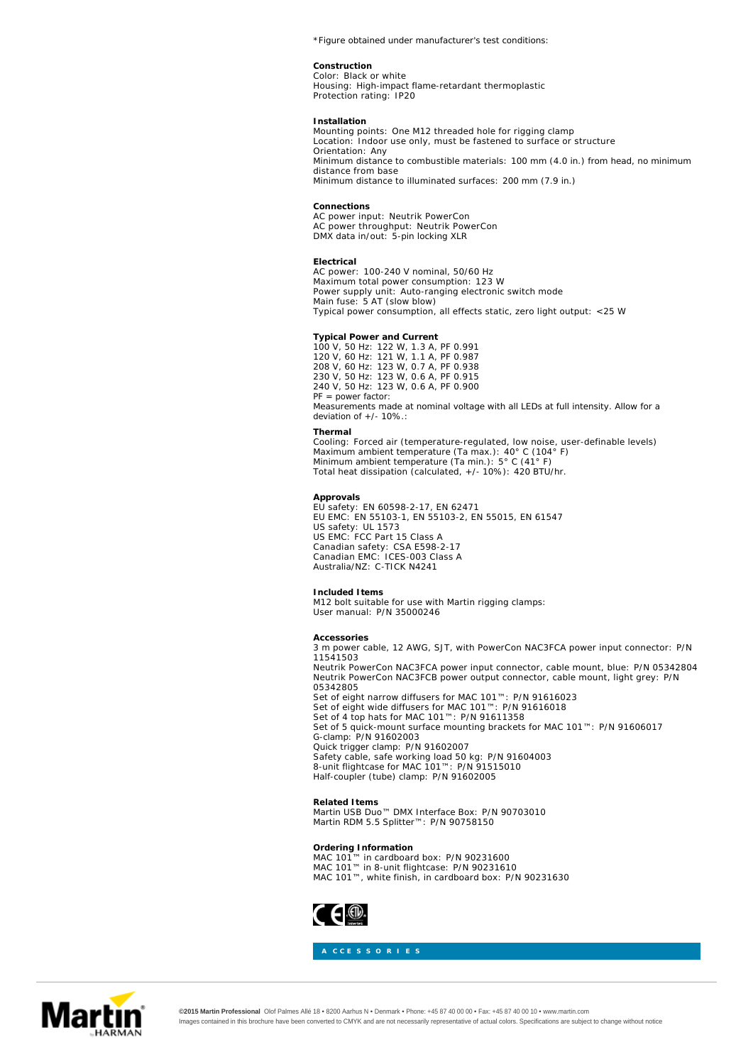*Figure obtained under manufacturer's test conditions:

**Construction**
Color: Black or white
Housing: High-impact flame-retardant thermoplastic
Protection rating: IP20

**Installation**
Mounting points: One M12 threaded hole for rigging clamp
Location: Indoor use only, must be fastened to surface or structure
Orientation: Any
Minimum distance to combustible materials: 100 mm (4.0 in.) from head, no minimum distance from base
Minimum distance to illuminated surfaces: 200 mm (7.9 in.)

**Connections**
AC power input: Neutrik PowerCon
AC power throughput: Neutrik PowerCon
DMX data in/out: 5-pin locking XLR

**Electrical**
AC power: 100-240 V nominal, 50/60 Hz
Maximum total power consumption: 123 W
Power supply unit: Auto-ranging electronic switch mode
Main fuse: 5 AT (slow blow)
Typical power consumption, all effects static, zero light output: <25 W

**Typical Power and Current**
100 V, 50 Hz: 122 W, 1.3 A, PF 0.991
120 V, 60 Hz: 121 W, 1.1 A, PF 0.987
208 V, 60 Hz: 123 W, 0.7 A, PF 0.938
230 V, 50 Hz: 123 W, 0.6 A, PF 0.915
240 V, 50 Hz: 123 W, 0.6 A, PF 0.900
PF = power factor:
Measurements made at nominal voltage with all LEDs at full intensity. Allow for a deviation of +/- 10%.:

**Thermal**
Cooling: Forced air (temperature-regulated, low noise, user-definable levels)
Maximum ambient temperature (Ta max.): 40° C (104° F)
Minimum ambient temperature (Ta min.): 5° C (41° F)
Total heat dissipation (calculated, +/- 10%): 420 BTU/hr.

**Approvals**
EU safety: EN 60598-2-17, EN 62471
EU EMC: EN 55103-1, EN 55103-2, EN 55015, EN 61547
US safety: UL 1573
US EMC: FCC Part 15 Class A
Canadian safety: CSA E598-2-17
Canadian EMC: ICES-003 Class A
Australia/NZ: C-TICK N4241

**Included Items**
M12 bolt suitable for use with Martin rigging clamps:
User manual: P/N 35000246

**Accessories**
3 m power cable, 12 AWG, SJT, with PowerCon NAC3FCA power input connector: P/N 11541503
Neutrik PowerCon NAC3FCA power input connector, cable mount, blue: P/N 05342804
Neutrik PowerCon NAC3FCB power output connector, cable mount, light grey: P/N 05342805
Set of eight narrow diffusers for MAC 101™: P/N 91616023
Set of eight wide diffusers for MAC 101™: P/N 91616018
Set of 4 top hats for MAC 101™: P/N 91611358
Set of 5 quick-mount surface mounting brackets for MAC 101™: P/N 91606017
G-clamp: P/N 91602003
Quick trigger clamp: P/N 91602007
Safety cable, safe working load 50 kg: P/N 91604003
8-unit flightcase for MAC 101™: P/N 91515010
Half-coupler (tube) clamp: P/N 91602005

**Related Items**
Martin USB Duo™ DMX Interface Box: P/N 90703010
Martin RDM 5.5 Splitter™: P/N 90758150

**Ordering Information**
MAC 101™ in cardboard box: P/N 90231600
MAC 101™ in 8-unit flightcase: P/N 90231610
MAC 101™, white finish, in cardboard box: P/N 90231630

ACCESSORIES

**©2015 Martin Professional** Olof Palmes Allé 18 • 8200 Aarhus N • Denmark • Phone: +45 87 40 00 00 • Fax: +45 87 40 00 10 • www.martin.com
Images contained in this brochure have been converted to CMYK and are not necessarily representative of actual colors. Specifications are subject to change without notice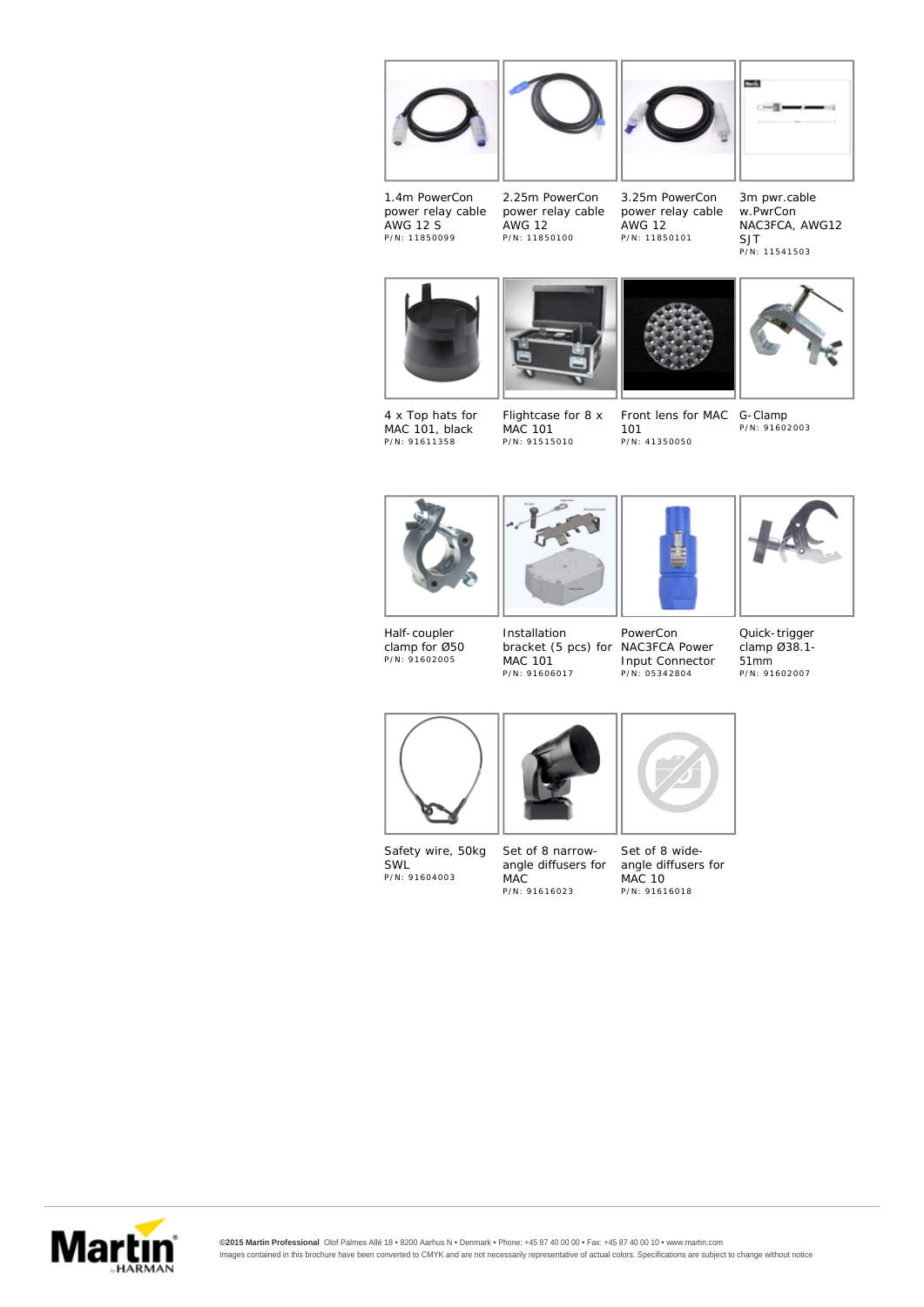1.4m PowerCon power relay cable AWG 12 S
P/N: 11850099

2.25m PowerCon power relay cable AWG 12
P/N: 11850100

3.25m PowerCon power relay cable AWG 12
P/N: 11850101

3m pwr.cable w.PwrCon NAC3FCA, AWG12 SJT
P/N: 11541503

4 x Top hats for MAC 101, black
P/N: 91611358

Flightcase for 8 x MAC 101
P/N: 91515010

Front lens for MAC 101
P/N: 41350050

G-Clamp
P/N: 91602003

Half-coupler clamp for Ø50
P/N: 91602005

Installation bracket (5 pcs) for MAC 101
P/N: 91606017

PowerCon NAC3FCA Power Input Connector
P/N: 05342804

Quick-trigger clamp Ø38.1-51mm
P/N: 91602007

Safety wire, 50kg SWL
P/N: 91604003

Set of 8 narrow-angle diffusers for MAC
P/N: 91616023

Set of 8 wide-angle diffusers for MAC 10
P/N: 91616018

**©2015 Martin Professional** Olof Palmes Allé 18 • 8200 Aarhus N • Denmark • Phone: +45 87 40 00 00 • Fax: +45 87 40 00 10 • www.martin.com
Images contained in this brochure have been converted to CMYK and are not necessarily representative of actual colors. Specifications are subject to change without notice